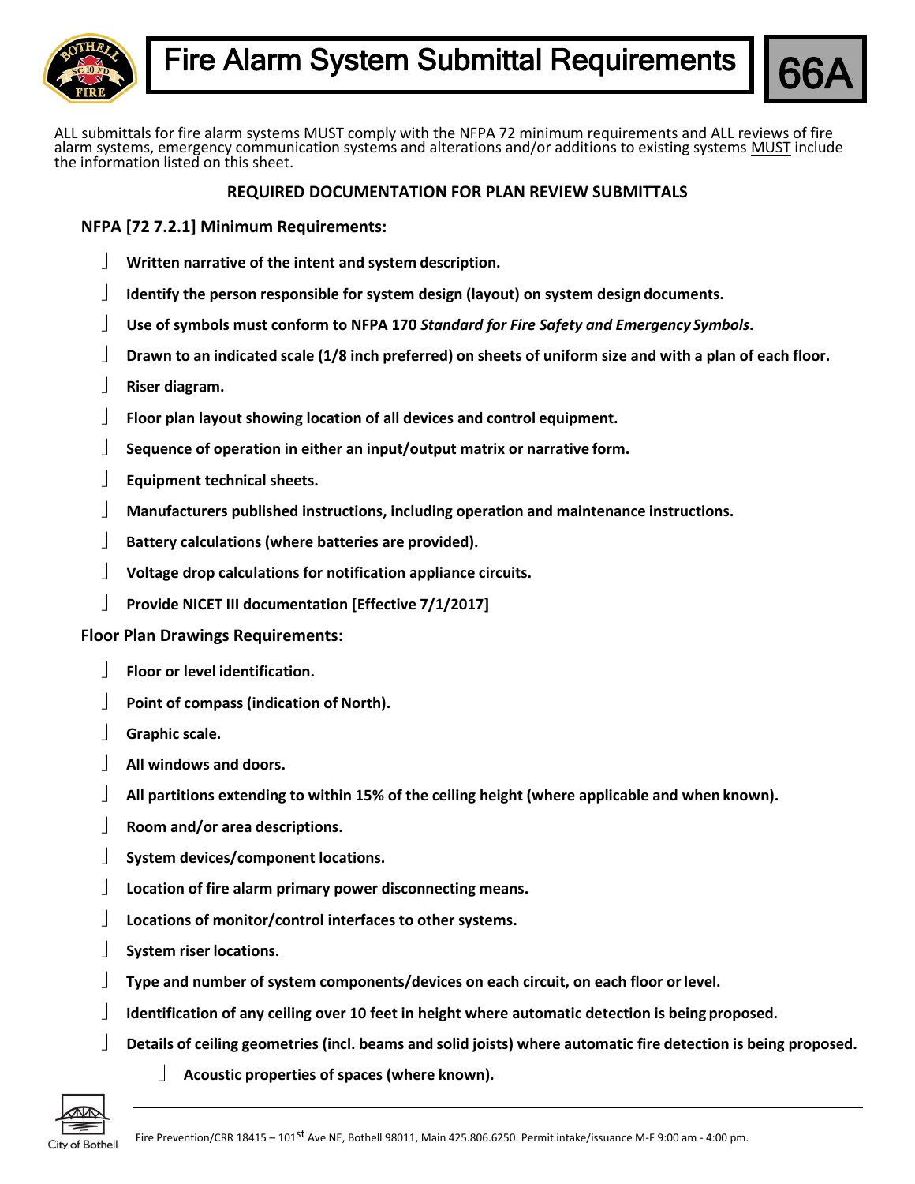# Fire Alarm System Submittal Requirements

66A

ALL submittals for fire alarm systems MUST comply with the NFPA 72 minimum requirements and ALL reviews of fire alarm systems, emergency communication systems and alterations and/or additions to existing systems MUST include the information listed on this sheet.

## REQUIRED DOCUMENTATION FOR PLAN REVIEW SUBMITTALS

### NFPA [72 7.2.1] Minimum Requirements:

- **Written narrative of the intent and system description.**
- **Identify the person responsible for system design (layout) on system design documents.**
- **Use of symbols must conform to NFPA 170 *Standard for Fire Safety and Emergency Symbols*.**
- **Drawn to an indicated scale (1/8 inch preferred) on sheets of uniform size and with a plan of each floor.**
- **Riser diagram.**
- **Floor plan layout showing location of all devices and control equipment.**
- **Sequence of operation in either an input/output matrix or narrative form.**
- **Equipment technical sheets.**
- **Manufacturers published instructions, including operation and maintenance instructions.**
- **Battery calculations (where batteries are provided).**
- **Voltage drop calculations for notification appliance circuits.**
- **Provide NICET III documentation [Effective 7/1/2017]**

### Floor Plan Drawings Requirements:

- **Floor or level identification.**
- **Point of compass (indication of North).**
- **Graphic scale.**
- **All windows and doors.**
- **All partitions extending to within 15% of the ceiling height (where applicable and when known).**
- **Room and/or area descriptions.**
- **System devices/component locations.**
- **Location of fire alarm primary power disconnecting means.**
- **Locations of monitor/control interfaces to other systems.**
- **System riser locations.**
- **Type and number of system components/devices on each circuit, on each floor or level.**
- **Identification of any ceiling over 10 feet in height where automatic detection is being proposed.**
- **Details of ceiling geometries (incl. beams and solid joists) where automatic fire detection is being proposed.**
  - **Acoustic properties of spaces (where known).**

Fire Prevention/CRR 18415 – 101st Ave NE, Bothell 98011, Main 425.806.6250. Permit intake/issuance M-F 9:00 am - 4:00 pm.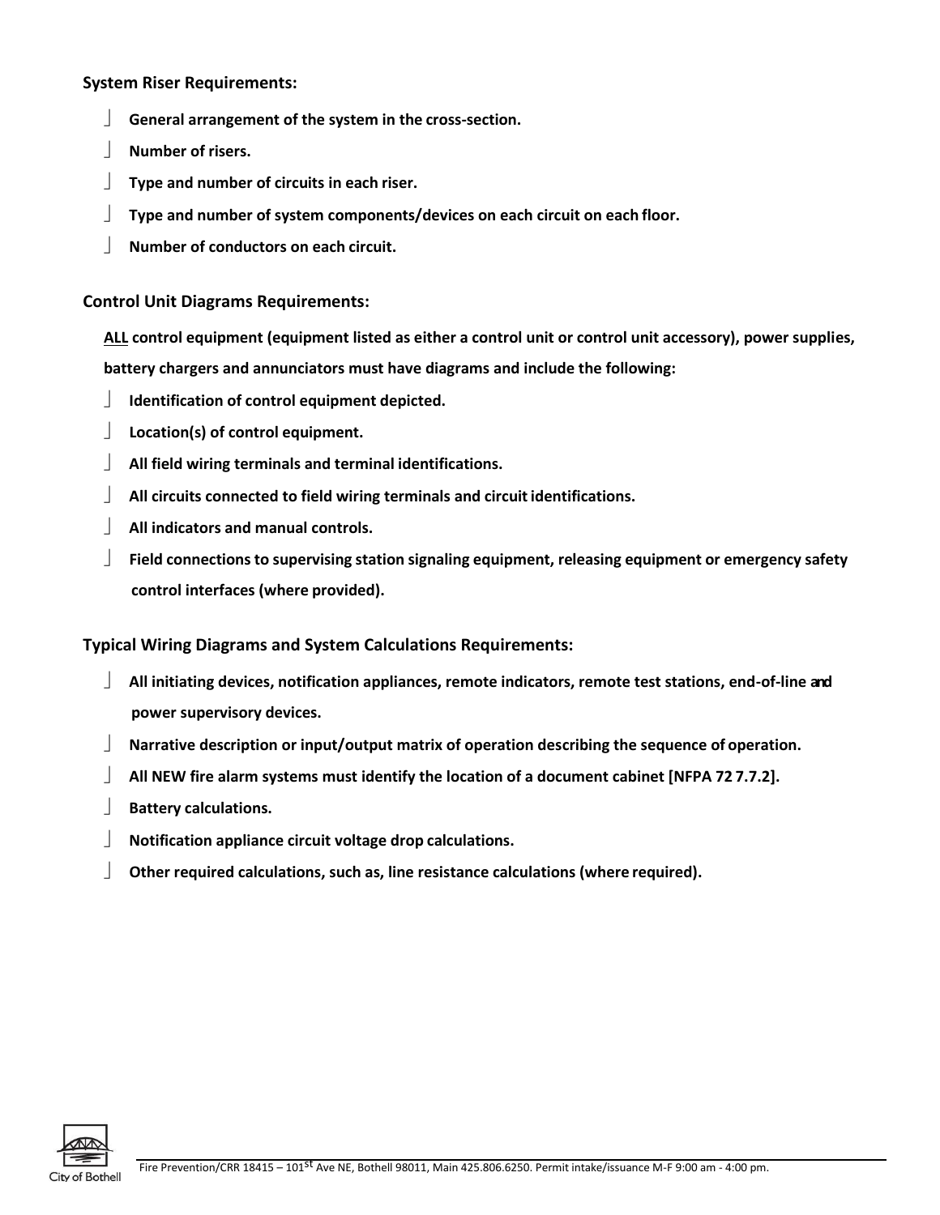**System Riser Requirements:**

- **General arrangement of the system in the cross-section.**
- **Number of risers.**
- **Type and number of circuits in each riser.**
- **Type and number of system components/devices on each circuit on each floor.**
- **Number of conductors on each circuit.**

**Control Unit Diagrams Requirements:**

**ALL control equipment (equipment listed as either a control unit or control unit accessory), power supplies, battery chargers and annunciators must have diagrams and include the following:**

- **Identification of control equipment depicted.**
- **Location(s) of control equipment.**
- **All field wiring terminals and terminal identifications.**
- **All circuits connected to field wiring terminals and circuit identifications.**
- **All indicators and manual controls.**
- **Field connections to supervising station signaling equipment, releasing equipment or emergency safety control interfaces (where provided).**

**Typical Wiring Diagrams and System Calculations Requirements:**

- **All initiating devices, notification appliances, remote indicators, remote test stations, end-of-line and power supervisory devices.**
- **Narrative description or input/output matrix of operation describing the sequence of operation.**
- **All NEW fire alarm systems must identify the location of a document cabinet [NFPA 72 7.7.2].**
- **Battery calculations.**
- **Notification appliance circuit voltage drop calculations.**
- **Other required calculations, such as, line resistance calculations (where required).**